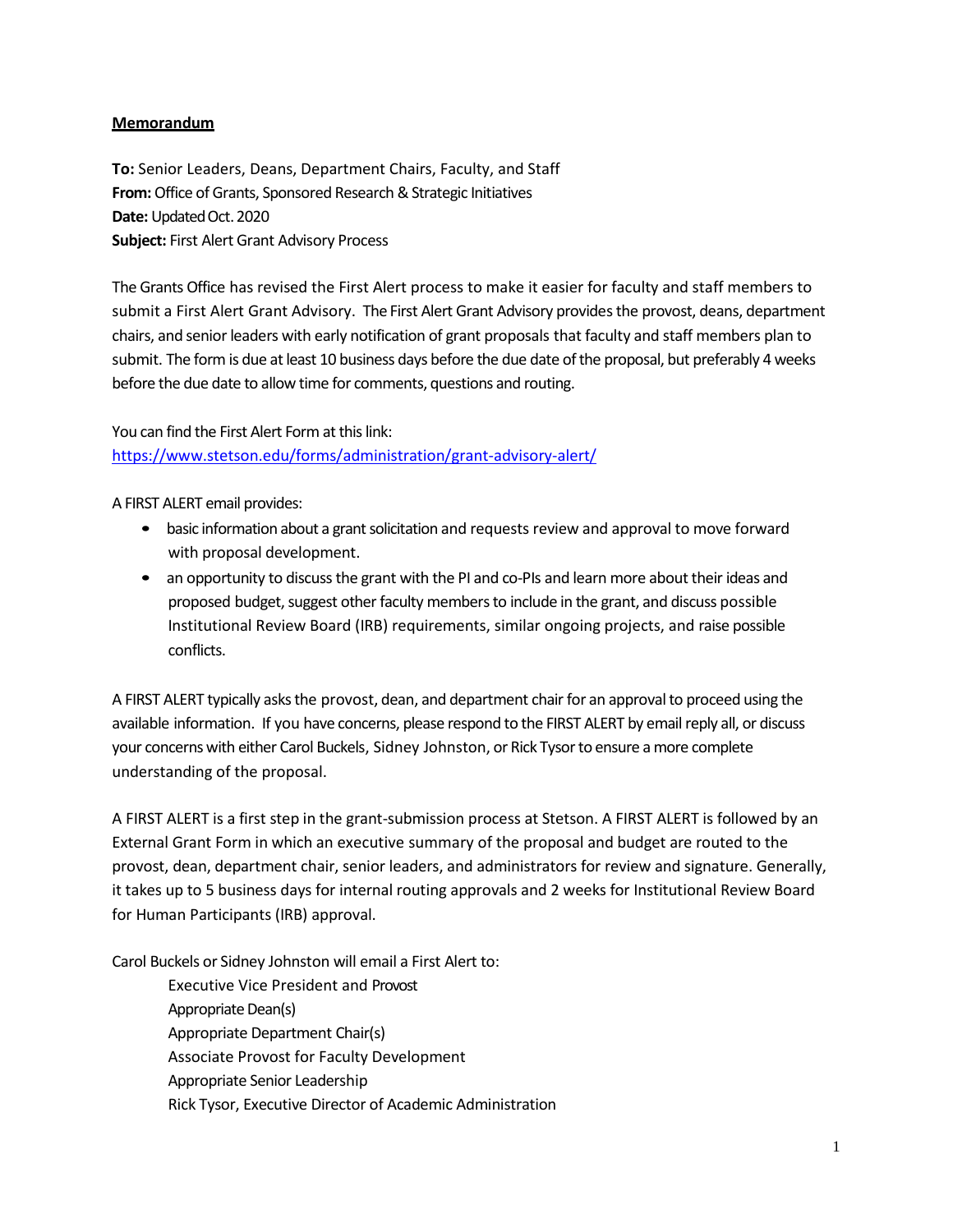**Memorandum**

**To:** Senior Leaders, Deans, Department Chairs, Faculty, and Staff
**From:** Office of Grants, Sponsored Research & Strategic Initiatives
**Date:** Updated Oct. 2020
**Subject:** First Alert Grant Advisory Process

The Grants Office has revised the First Alert process to make it easier for faculty and staff members to submit a First Alert Grant Advisory. The First Alert Grant Advisory provides the provost, deans, department chairs, and senior leaders with early notification of grant proposals that faculty and staff members plan to submit. The form is due at least 10 business days before the due date of the proposal, but preferably 4 weeks before the due date to allow time for comments, questions and routing.

You can find the First Alert Form at this link:
https://www.stetson.edu/forms/administration/grant-advisory-alert/

A FIRST ALERT email provides:

- basic information about a grant solicitation and requests review and approval to move forward with proposal development.
- an opportunity to discuss the grant with the PI and co-PIs and learn more about their ideas and proposed budget, suggest other faculty members to include in the grant, and discuss possible Institutional Review Board (IRB) requirements, similar ongoing projects, and raise possible conflicts.

A FIRST ALERT typically asks the provost, dean, and department chair for an approval to proceed using the available information. If you have concerns, please respond to the FIRST ALERT by email reply all, or discuss your concerns with either Carol Buckels, Sidney Johnston, or Rick Tysor to ensure a more complete understanding of the proposal.

A FIRST ALERT is a first step in the grant-submission process at Stetson. A FIRST ALERT is followed by an External Grant Form in which an executive summary of the proposal and budget are routed to the provost, dean, department chair, senior leaders, and administrators for review and signature. Generally, it takes up to 5 business days for internal routing approvals and 2 weeks for Institutional Review Board for Human Participants (IRB) approval.

Carol Buckels or Sidney Johnston will email a First Alert to:

Executive Vice President and Provost
Appropriate Dean(s)
Appropriate Department Chair(s)
Associate Provost for Faculty Development
Appropriate Senior Leadership
Rick Tysor, Executive Director of Academic Administration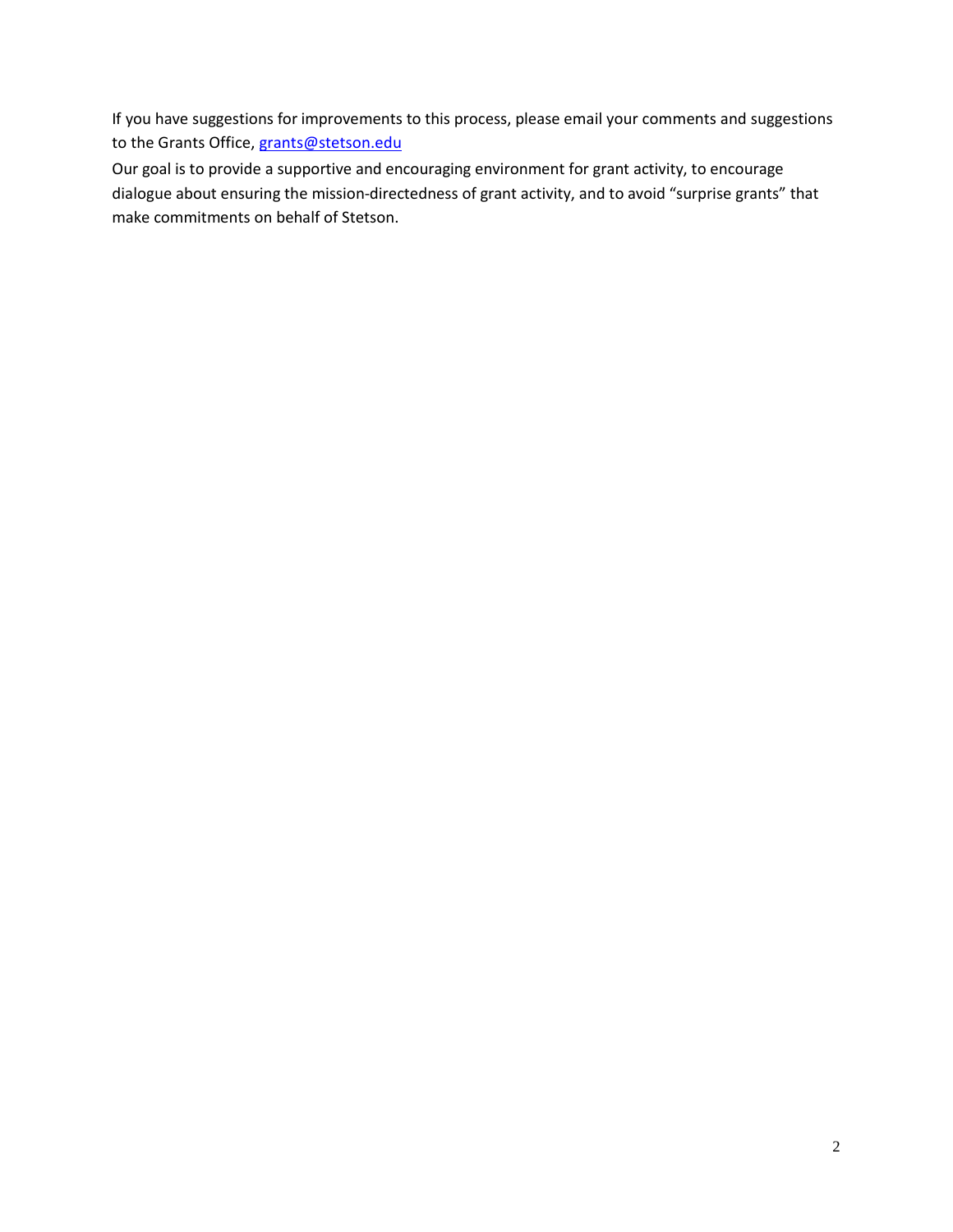If you have suggestions for improvements to this process, please email your comments and suggestions to the Grants Office, [grants@stetson.edu](mailto:grants@stetson.edu)

Our goal is to provide a supportive and encouraging environment for grant activity, to encourage dialogue about ensuring the mission-directedness of grant activity, and to avoid "surprise grants" that make commitments on behalf of Stetson.